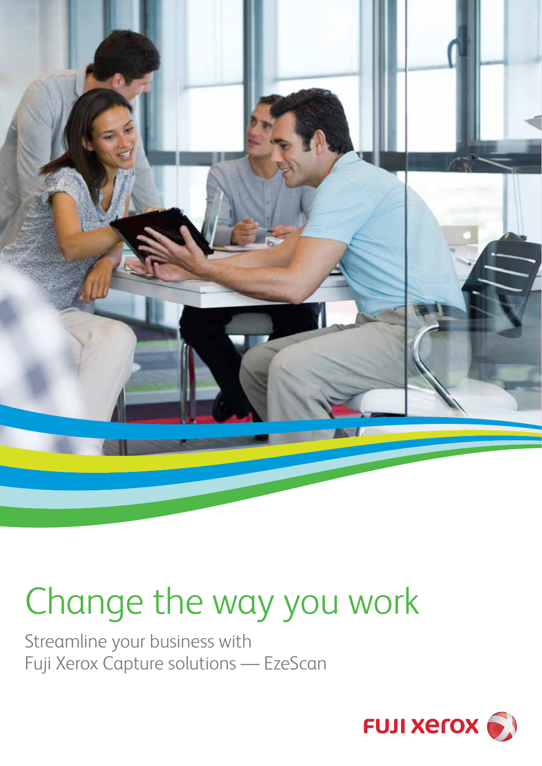# Change the way you work

Streamline your business with
Fuji Xerox Capture solutions — EzeScan

FUJI xerox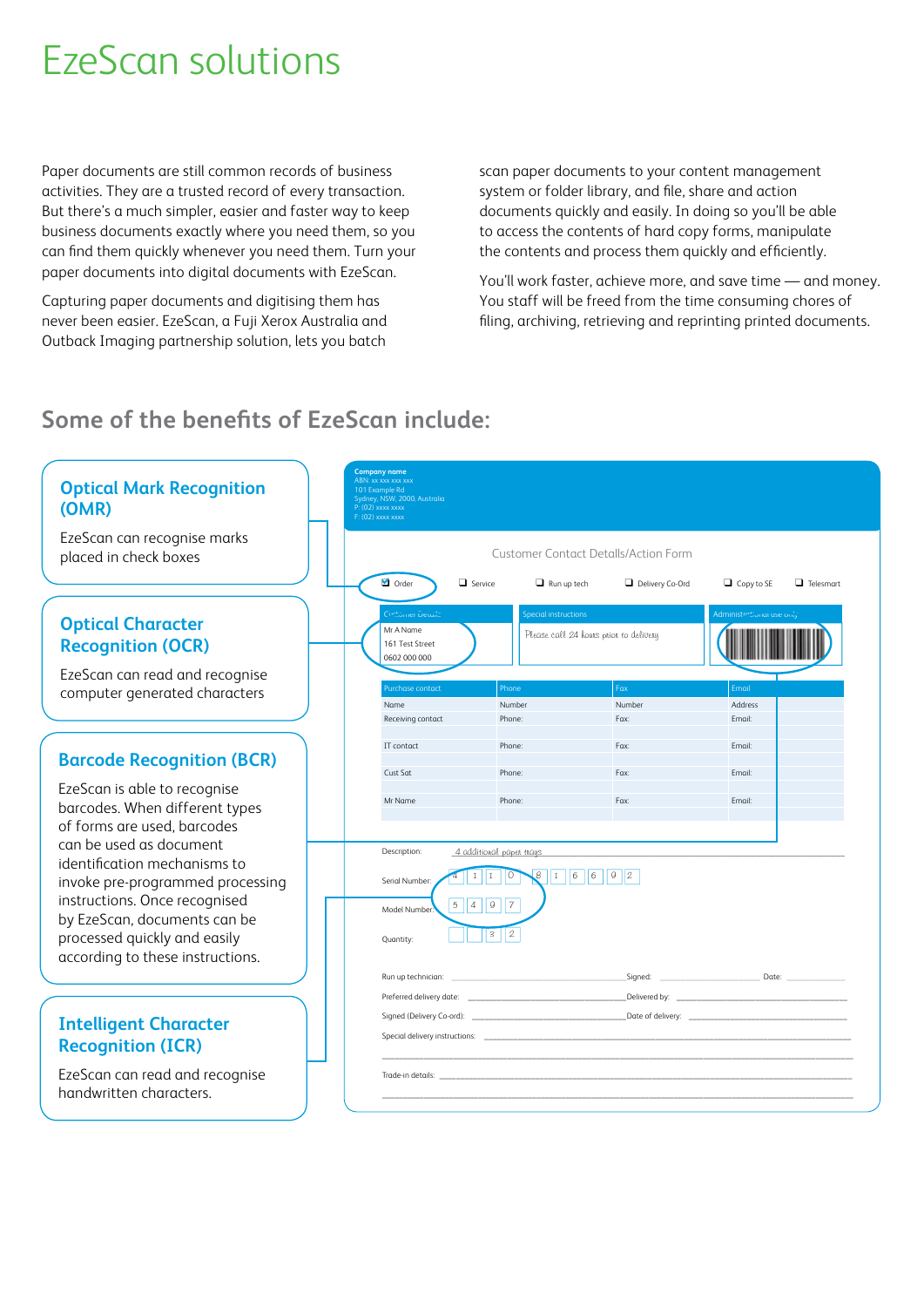# EzeScan solutions

Paper documents are still common records of business activities. They are a trusted record of every transaction. But there's a much simpler, easier and faster way to keep business documents exactly where you need them, so you can find them quickly whenever you need them. Turn your paper documents into digital documents with EzeScan.

Capturing paper documents and digitising them has never been easier. EzeScan, a Fuji Xerox Australia and Outback Imaging partnership solution, lets you batch scan paper documents to your content management system or folder library, and file, share and action documents quickly and easily. In doing so you'll be able to access the contents of hard copy forms, manipulate the contents and process them quickly and efficiently.

You'll work faster, achieve more, and save time — and money. You staff will be freed from the time consuming chores of filing, archiving, retrieving and reprinting printed documents.

## Some of the benefits of EzeScan include:

### Optical Mark Recognition (OMR)

EzeScan can recognise marks placed in check boxes

### Optical Character Recognition (OCR)

EzeScan can read and recognise computer generated characters

### Barcode Recognition (BCR)

EzeScan is able to recognise barcodes. When different types of forms are used, barcodes can be used as document identification mechanisms to invoke pre-programmed processing instructions. Once recognised by EzeScan, documents can be processed quickly and easily according to these instructions.

### Intelligent Character Recognition (ICR)

EzeScan can read and recognise handwritten characters.

**Company name**
ABN: xx xxx xxx xxx
101 Example Rd
Sydney, NSW, 2000, Australia
P: (02) xxxx xxxx
F: (02) xxxx xxxx

Customer Contact Details/Action Form

☑ Order ☐ Service ☐ Run up tech ☐ Delivery Co-Ord ☐ Copy to SE ☐ Telesmart

| Customer Details | Special instructions | Administrational use only |
|---|---|---|
| Mr A Name<br>161 Test Street<br>0602 000 000 | Please call 24 hours prior to delivery | [barcode] |

| Purchase contact | Phone | Fax | Email |
|---|---|---|---|
| Name | Number | Number | Address |
| Receiving contact | Phone: | Fax: | Email: |
| IT contact | Phone: | Fax: | Email: |
| Cust Sat | Phone: | Fax: | Email: |
| Mr Name | Phone: | Fax: | Email: |

Description: 4 additional paper trays

Serial Number: 4 1 1 0 8 1 6 6 9 2

Model Number: 5 4 9 7

Quantity: 3 2

Run up technician: ______ Signed: ______ Date: ______

Preferred delivery date: ______ Delivered by: ______

Signed (Delivery Co-ord): ______ Date of delivery: ______

Special delivery instructions: ______

Trade-in details: ______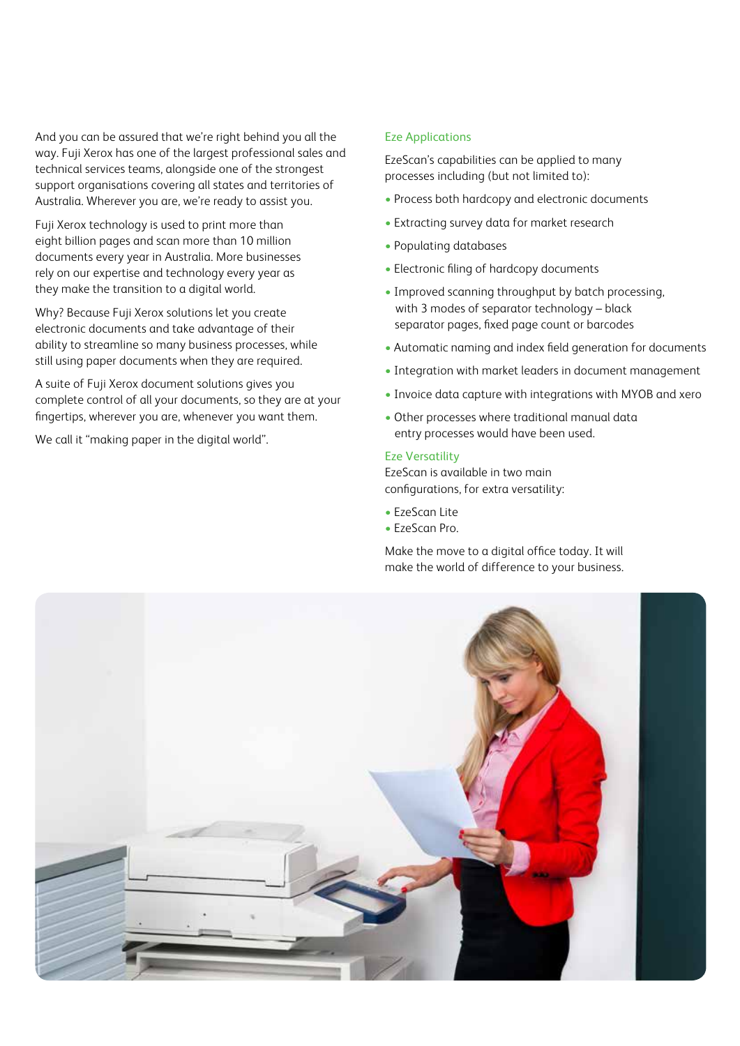And you can be assured that we're right behind you all the way. Fuji Xerox has one of the largest professional sales and technical services teams, alongside one of the strongest support organisations covering all states and territories of Australia. Wherever you are, we're ready to assist you.

Fuji Xerox technology is used to print more than eight billion pages and scan more than 10 million documents every year in Australia. More businesses rely on our expertise and technology every year as they make the transition to a digital world.

Why? Because Fuji Xerox solutions let you create electronic documents and take advantage of their ability to streamline so many business processes, while still using paper documents when they are required.

A suite of Fuji Xerox document solutions gives you complete control of all your documents, so they are at your fingertips, wherever you are, whenever you want them.

We call it "making paper in the digital world".

## Eze Applications

EzeScan's capabilities can be applied to many processes including (but not limited to):

- Process both hardcopy and electronic documents
- Extracting survey data for market research
- Populating databases
- Electronic filing of hardcopy documents
- Improved scanning throughput by batch processing, with 3 modes of separator technology – black separator pages, fixed page count or barcodes
- Automatic naming and index field generation for documents
- Integration with market leaders in document management
- Invoice data capture with integrations with MYOB and xero
- Other processes where traditional manual data entry processes would have been used.

## Eze Versatility

EzeScan is available in two main configurations, for extra versatility:

- EzeScan Lite
- EzeScan Pro.

Make the move to a digital office today. It will make the world of difference to your business.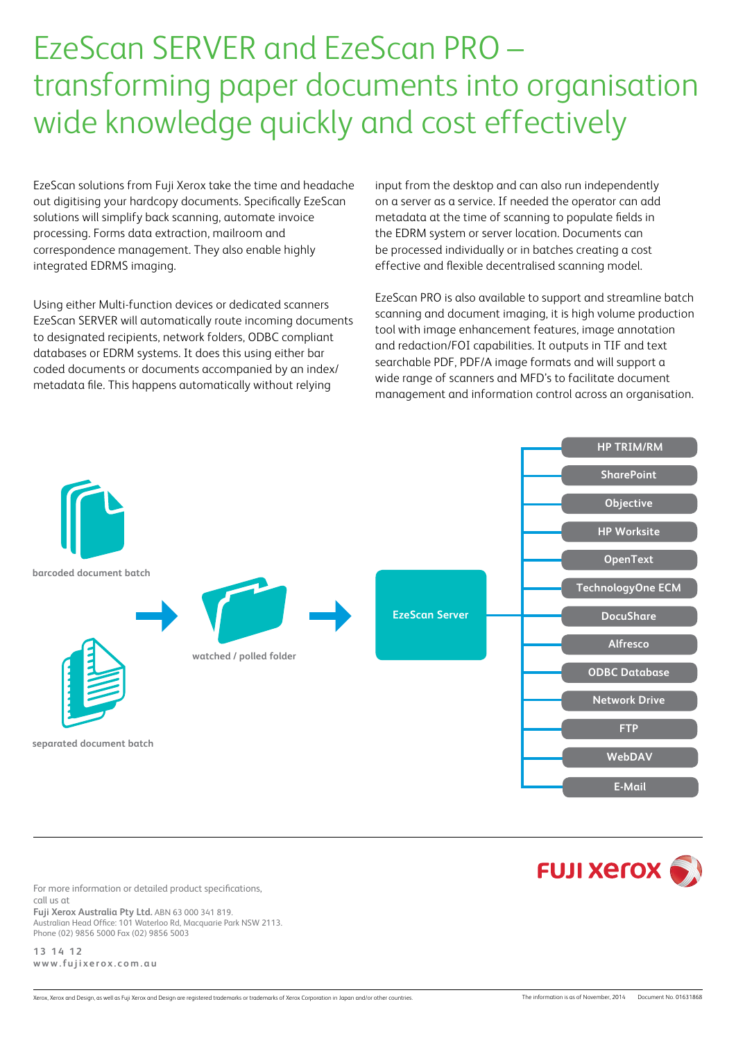# EzeScan SERVER and EzeScan PRO – transforming paper documents into organisation wide knowledge quickly and cost effectively

EzeScan solutions from Fuji Xerox take the time and headache out digitising your hardcopy documents. Specifically EzeScan solutions will simplify back scanning, automate invoice processing. Forms data extraction, mailroom and correspondence management. They also enable highly integrated EDRMS imaging.

Using either Multi-function devices or dedicated scanners EzeScan SERVER will automatically route incoming documents to designated recipients, network folders, ODBC compliant databases or EDRM systems. It does this using either bar coded documents or documents accompanied by an index/metadata file. This happens automatically without relying input from the desktop and can also run independently on a server as a service. If needed the operator can add metadata at the time of scanning to populate fields in the EDRM system or server location. Documents can be processed individually or in batches creating a cost effective and flexible decentralised scanning model.

EzeScan PRO is also available to support and streamline batch scanning and document imaging, it is high volume production tool with image enhancement features, image annotation and redaction/FOI capabilities. It outputs in TIF and text searchable PDF, PDF/A image formats and will support a wide range of scanners and MFD's to facilitate document management and information control across an organisation.

barcoded document batch

separated document batch

watched / polled folder

EzeScan Server

HP TRIM/RM

SharePoint

Objective

HP Worksite

OpenText

TechnologyOne ECM

DocuShare

Alfresco

ODBC Database

Network Drive

FTP

WebDAV

E-Mail

FUJI XEROX

For more information or detailed product specifications, call us at

**Fuji Xerox Australia Pty Ltd.** ABN 63 000 341 819.
Australian Head Office: 101 Waterloo Rd, Macquarie Park NSW 2113.
Phone (02) 9856 5000 Fax (02) 9856 5003

**13 14 12**
**www.fujixerox.com.au**

Xerox, Xerox and Design, as well as Fuji Xerox and Design are registered trademarks or trademarks of Xerox Corporation in Japan and/or other countries.

The information is as of November, 2014 Document No. 01631868